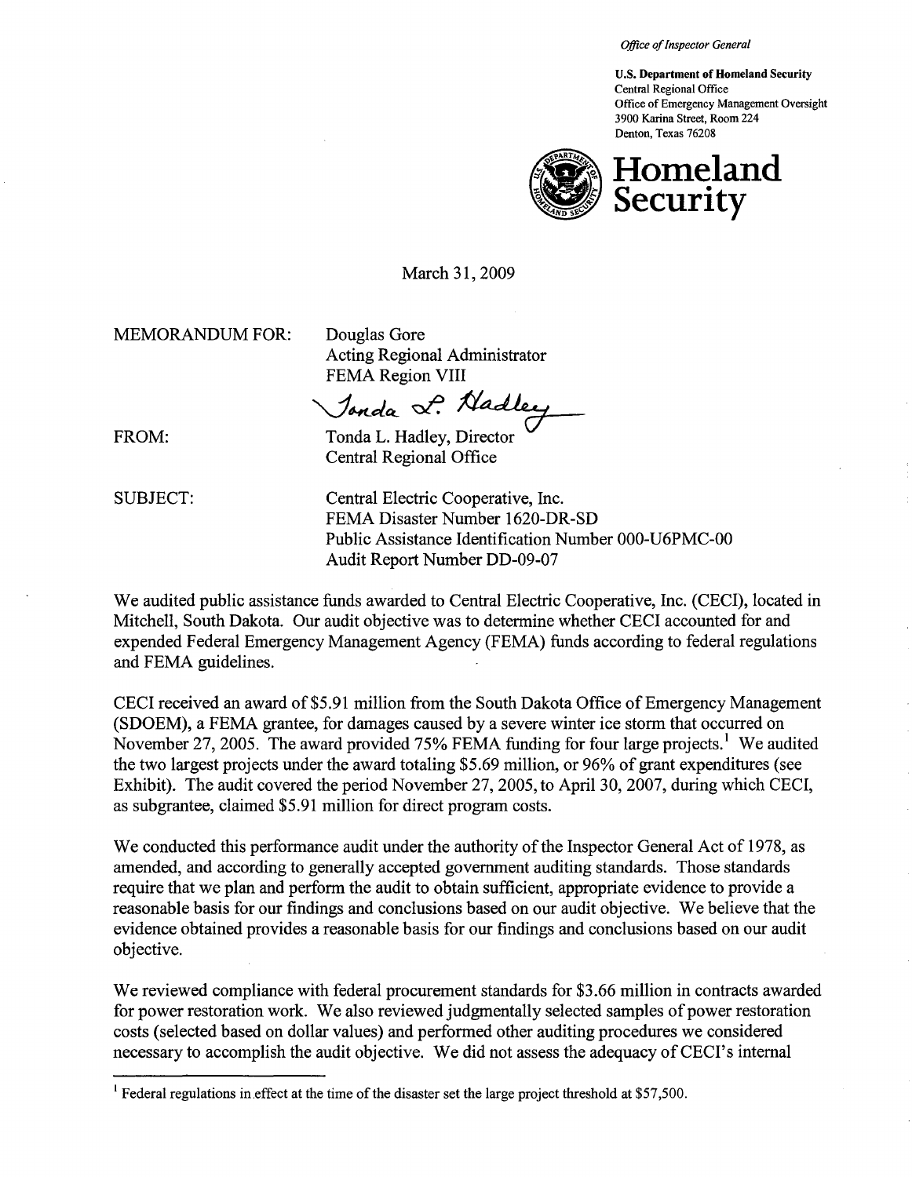*Office of Inspector General*

**U.S. Department of Homeland Security**
Central Regional Office
Office of Emergency Management Oversight
3900 Karina Street, Room 224
Denton, Texas 76208

**Homeland Security**

March 31, 2009

MEMORANDUM FOR: Douglas Gore
Acting Regional Administrator
FEMA Region VIII

FROM: Tonda L. Hadley, Director
Central Regional Office

SUBJECT: Central Electric Cooperative, Inc.
FEMA Disaster Number 1620-DR-SD
Public Assistance Identification Number 000-U6PMC-00
Audit Report Number DD-09-07

We audited public assistance funds awarded to Central Electric Cooperative, Inc. (CECI), located in Mitchell, South Dakota. Our audit objective was to determine whether CECI accounted for and expended Federal Emergency Management Agency (FEMA) funds according to federal regulations and FEMA guidelines.

CECI received an award of $5.91 million from the South Dakota Office of Emergency Management (SDOEM), a FEMA grantee, for damages caused by a severe winter ice storm that occurred on November 27, 2005. The award provided 75% FEMA funding for four large projects.[1] We audited the two largest projects under the award totaling $5.69 million, or 96% of grant expenditures (see Exhibit). The audit covered the period November 27, 2005, to April 30, 2007, during which CECI, as subgrantee, claimed $5.91 million for direct program costs.

We conducted this performance audit under the authority of the Inspector General Act of 1978, as amended, and according to generally accepted government auditing standards. Those standards require that we plan and perform the audit to obtain sufficient, appropriate evidence to provide a reasonable basis for our findings and conclusions based on our audit objective. We believe that the evidence obtained provides a reasonable basis for our findings and conclusions based on our audit objective.

We reviewed compliance with federal procurement standards for $3.66 million in contracts awarded for power restoration work. We also reviewed judgmentally selected samples of power restoration costs (selected based on dollar values) and performed other auditing procedures we considered necessary to accomplish the audit objective. We did not assess the adequacy of CECI's internal

[1] Federal regulations in effect at the time of the disaster set the large project threshold at $57,500.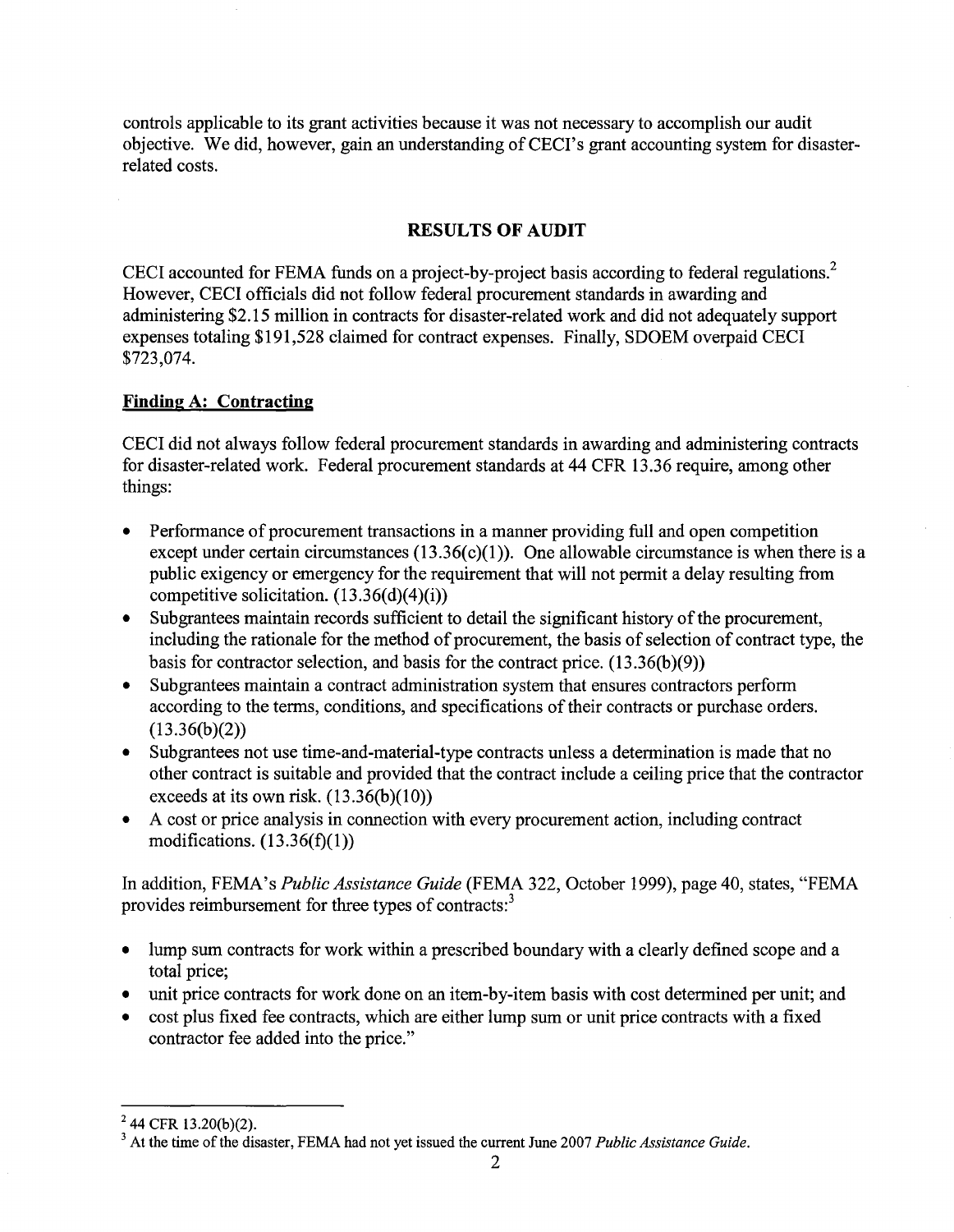controls applicable to its grant activities because it was not necessary to accomplish our audit objective. We did, however, gain an understanding of CECI's grant accounting system for disaster-related costs.

## RESULTS OF AUDIT

CECI accounted for FEMA funds on a project-by-project basis according to federal regulations.[2] However, CECI officials did not follow federal procurement standards in awarding and administering $2.15 million in contracts for disaster-related work and did not adequately support expenses totaling $191,528 claimed for contract expenses. Finally, SDOEM overpaid CECI $723,074.

### Finding A: Contracting

CECI did not always follow federal procurement standards in awarding and administering contracts for disaster-related work. Federal procurement standards at 44 CFR 13.36 require, among other things:

- Performance of procurement transactions in a manner providing full and open competition except under certain circumstances (13.36(c)(1)). One allowable circumstance is when there is a public exigency or emergency for the requirement that will not permit a delay resulting from competitive solicitation. (13.36(d)(4)(i))
- Subgrantees maintain records sufficient to detail the significant history of the procurement, including the rationale for the method of procurement, the basis of selection of contract type, the basis for contractor selection, and basis for the contract price. (13.36(b)(9))
- Subgrantees maintain a contract administration system that ensures contractors perform according to the terms, conditions, and specifications of their contracts or purchase orders. (13.36(b)(2))
- Subgrantees not use time-and-material-type contracts unless a determination is made that no other contract is suitable and provided that the contract include a ceiling price that the contractor exceeds at its own risk. (13.36(b)(10))
- A cost or price analysis in connection with every procurement action, including contract modifications. (13.36(f)(1))

In addition, FEMA's *Public Assistance Guide* (FEMA 322, October 1999), page 40, states, "FEMA provides reimbursement for three types of contracts:[3]

- lump sum contracts for work within a prescribed boundary with a clearly defined scope and a total price;
- unit price contracts for work done on an item-by-item basis with cost determined per unit; and
- cost plus fixed fee contracts, which are either lump sum or unit price contracts with a fixed contractor fee added into the price."

---

[2] 44 CFR 13.20(b)(2).

[3] At the time of the disaster, FEMA had not yet issued the current June 2007 *Public Assistance Guide*.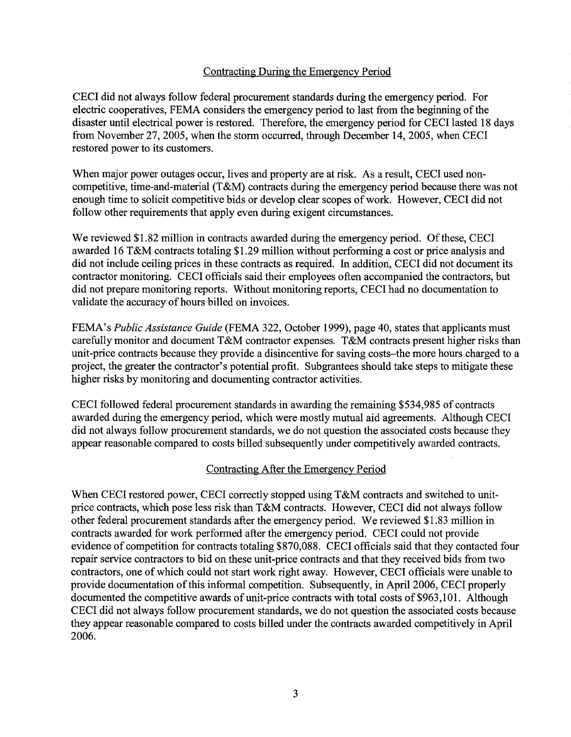## Contracting During the Emergency Period

CECI did not always follow federal procurement standards during the emergency period. For electric cooperatives, FEMA considers the emergency period to last from the beginning of the disaster until electrical power is restored. Therefore, the emergency period for CECI lasted 18 days from November 27, 2005, when the storm occurred, through December 14, 2005, when CECI restored power to its customers.

When major power outages occur, lives and property are at risk. As a result, CECI used non-competitive, time-and-material (T&M) contracts during the emergency period because there was not enough time to solicit competitive bids or develop clear scopes of work. However, CECI did not follow other requirements that apply even during exigent circumstances.

We reviewed $1.82 million in contracts awarded during the emergency period. Of these, CECI awarded 16 T&M contracts totaling $1.29 million without performing a cost or price analysis and did not include ceiling prices in these contracts as required. In addition, CECI did not document its contractor monitoring. CECI officials said their employees often accompanied the contractors, but did not prepare monitoring reports. Without monitoring reports, CECI had no documentation to validate the accuracy of hours billed on invoices.

FEMA's *Public Assistance Guide* (FEMA 322, October 1999), page 40, states that applicants must carefully monitor and document T&M contractor expenses. T&M contracts present higher risks than unit-price contracts because they provide a disincentive for saving costs–the more hours charged to a project, the greater the contractor's potential profit. Subgrantees should take steps to mitigate these higher risks by monitoring and documenting contractor activities.

CECI followed federal procurement standards in awarding the remaining $534,985 of contracts awarded during the emergency period, which were mostly mutual aid agreements. Although CECI did not always follow procurement standards, we do not question the associated costs because they appear reasonable compared to costs billed subsequently under competitively awarded contracts.

## Contracting After the Emergency Period

When CECI restored power, CECI correctly stopped using T&M contracts and switched to unit-price contracts, which pose less risk than T&M contracts. However, CECI did not always follow other federal procurement standards after the emergency period. We reviewed $1.83 million in contracts awarded for work performed after the emergency period. CECI could not provide evidence of competition for contracts totaling $870,088. CECI officials said that they contacted four repair service contractors to bid on these unit-price contracts and that they received bids from two contractors, one of which could not start work right away. However, CECI officials were unable to provide documentation of this informal competition. Subsequently, in April 2006, CECI properly documented the competitive awards of unit-price contracts with total costs of $963,101. Although CECI did not always follow procurement standards, we do not question the associated costs because they appear reasonable compared to costs billed under the contracts awarded competitively in April 2006.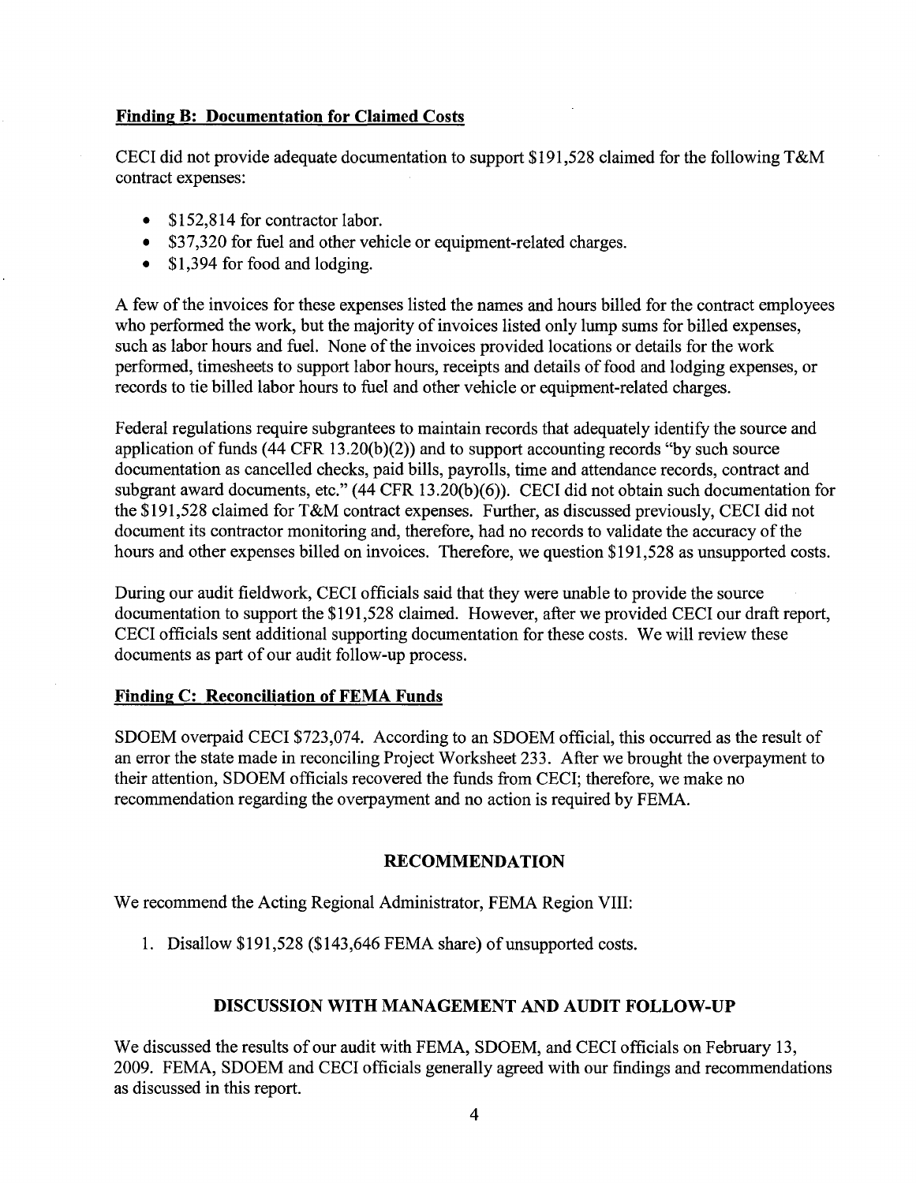**Finding B: Documentation for Claimed Costs**

CECI did not provide adequate documentation to support $191,528 claimed for the following T&M contract expenses:

- $152,814 for contractor labor.
- $37,320 for fuel and other vehicle or equipment-related charges.
- $1,394 for food and lodging.

A few of the invoices for these expenses listed the names and hours billed for the contract employees who performed the work, but the majority of invoices listed only lump sums for billed expenses, such as labor hours and fuel. None of the invoices provided locations or details for the work performed, timesheets to support labor hours, receipts and details of food and lodging expenses, or records to tie billed labor hours to fuel and other vehicle or equipment-related charges.

Federal regulations require subgrantees to maintain records that adequately identify the source and application of funds (44 CFR 13.20(b)(2)) and to support accounting records "by such source documentation as cancelled checks, paid bills, payrolls, time and attendance records, contract and subgrant award documents, etc." (44 CFR 13.20(b)(6)). CECI did not obtain such documentation for the $191,528 claimed for T&M contract expenses. Further, as discussed previously, CECI did not document its contractor monitoring and, therefore, had no records to validate the accuracy of the hours and other expenses billed on invoices. Therefore, we question $191,528 as unsupported costs.

During our audit fieldwork, CECI officials said that they were unable to provide the source documentation to support the $191,528 claimed. However, after we provided CECI our draft report, CECI officials sent additional supporting documentation for these costs. We will review these documents as part of our audit follow-up process.

**Finding C: Reconciliation of FEMA Funds**

SDOEM overpaid CECI $723,074. According to an SDOEM official, this occurred as the result of an error the state made in reconciling Project Worksheet 233. After we brought the overpayment to their attention, SDOEM officials recovered the funds from CECI; therefore, we make no recommendation regarding the overpayment and no action is required by FEMA.

## RECOMMENDATION

We recommend the Acting Regional Administrator, FEMA Region VIII:

1. Disallow $191,528 ($143,646 FEMA share) of unsupported costs.

## DISCUSSION WITH MANAGEMENT AND AUDIT FOLLOW-UP

We discussed the results of our audit with FEMA, SDOEM, and CECI officials on February 13, 2009. FEMA, SDOEM and CECI officials generally agreed with our findings and recommendations as discussed in this report.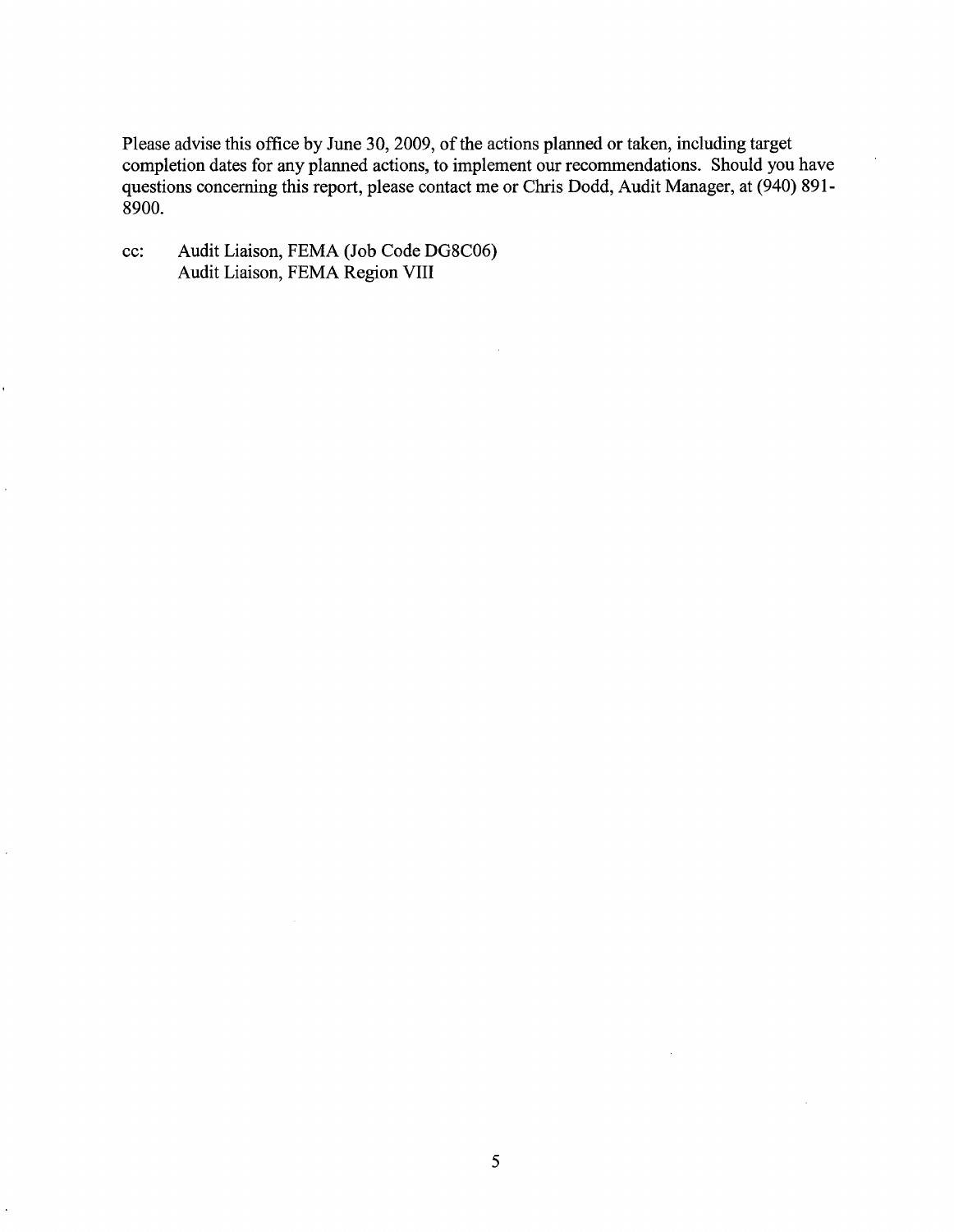Please advise this office by June 30, 2009, of the actions planned or taken, including target completion dates for any planned actions, to implement our recommendations. Should you have questions concerning this report, please contact me or Chris Dodd, Audit Manager, at (940) 891-8900.

cc: Audit Liaison, FEMA (Job Code DG8C06)
Audit Liaison, FEMA Region VIII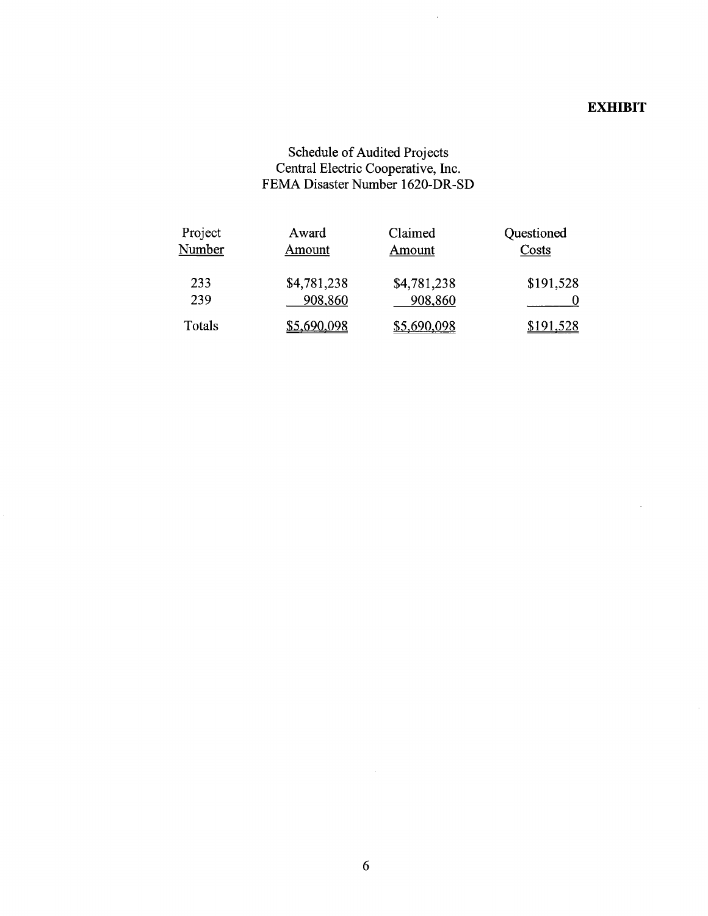**EXHIBIT**

Schedule of Audited Projects
Central Electric Cooperative, Inc.
FEMA Disaster Number 1620-DR-SD

| Project Number | Award Amount | Claimed Amount | Questioned Costs |
| --- | --- | --- | --- |
| 233 | $4,781,238 | $4,781,238 | $191,528 |
| 239 | 908,860 | 908,860 | 0 |
| Totals | $5,690,098 | $5,690,098 | $191,528 |